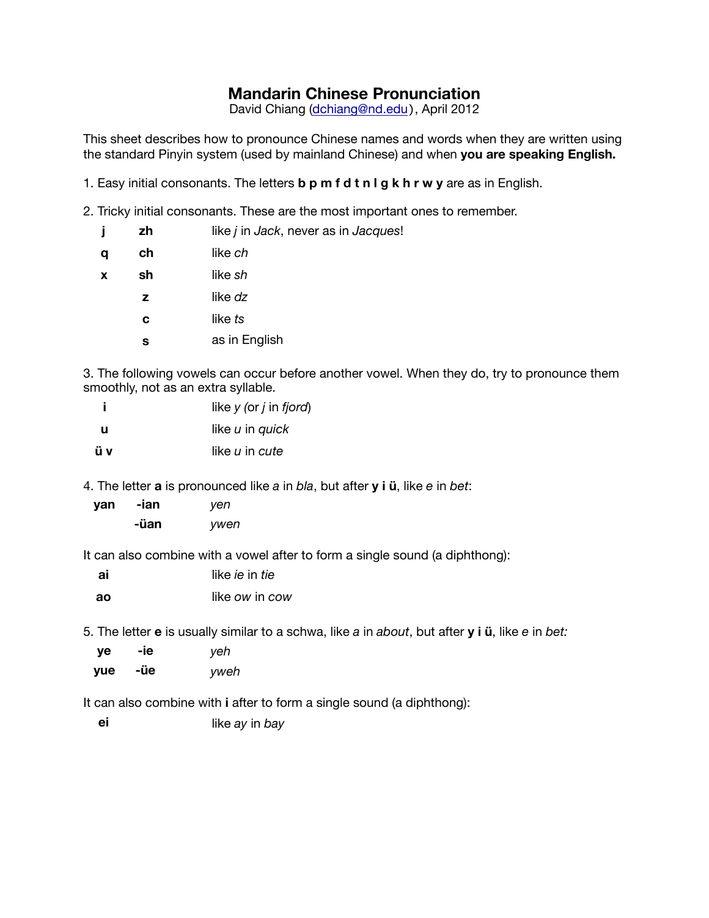# Mandarin Chinese Pronunciation

David Chiang (dchiang@nd.edu), April 2012

This sheet describes how to pronounce Chinese names and words when they are written using the standard Pinyin system (used by mainland Chinese) and when **you are speaking English.**

1. Easy initial consonants. The letters **b p m f d t n l g k h r w y** are as in English.

2. Tricky initial consonants. These are the most important ones to remember.

| | | |
|---|---|---|
| **j** | **zh** | like *j* in *Jack*, never as in *Jacques*! |
| **q** | **ch** | like *ch* |
| **x** | **sh** | like *sh* |
| | **z** | like *dz* |
| | **c** | like *ts* |
| | **s** | as in English |

3. The following vowels can occur before another vowel. When they do, try to pronounce them smoothly, not as an extra syllable.

| | |
|---|---|
| **i** | like *y* (or *j* in *fjord*) |
| **u** | like *u* in *quick* |
| **ü v** | like *u* in *cute* |

4. The letter **a** is pronounced like *a* in *bla*, but after **y i ü**, like *e* in *bet*:

| | | |
|---|---|---|
| **yan** | **-ian** | *yen* |
| | **-üan** | *ywen* |

It can also combine with a vowel after to form a single sound (a diphthong):

| | |
|---|---|
| **ai** | like *ie* in *tie* |
| **ao** | like *ow* in *cow* |

5. The letter **e** is usually similar to a schwa, like *a* in *about*, but after **y i ü**, like *e* in *bet:*

| | | |
|---|---|---|
| **ye** | **-ie** | *yeh* |
| **yue** | **-üe** | *yweh* |

It can also combine with **i** after to form a single sound (a diphthong):

| | |
|---|---|
| **ei** | like *ay* in *bay* |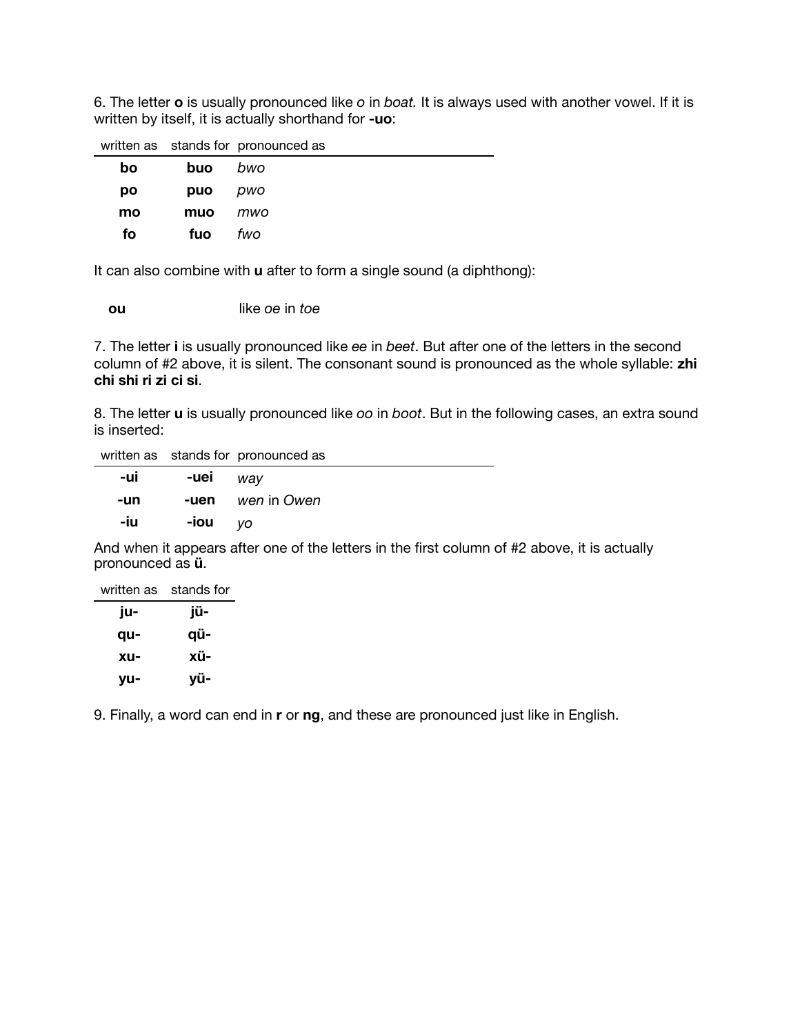6. The letter **o** is usually pronounced like *o* in *boat.* It is always used with another vowel. If it is written by itself, it is actually shorthand for **-uo**:

| written as | stands for | pronounced as |
|---|---|---|
| **bo** | **buo** | *bwo* |
| **po** | **puo** | *pwo* |
| **mo** | **muo** | *mwo* |
| **fo** | **fuo** | *fwo* |

It can also combine with **u** after to form a single sound (a diphthong):

| | |
|---|---|
| **ou** | like *oe* in *toe* |

7. The letter **i** is usually pronounced like *ee* in *beet*. But after one of the letters in the second column of #2 above, it is silent. The consonant sound is pronounced as the whole syllable: **zhi chi shi ri zi ci si**.

8. The letter **u** is usually pronounced like *oo* in *boot*. But in the following cases, an extra sound is inserted:

| written as | stands for | pronounced as |
|---|---|---|
| **-ui** | **-uei** | *way* |
| **-un** | **-uen** | *wen* in *Owen* |
| **-iu** | **-iou** | *yo* |

And when it appears after one of the letters in the first column of #2 above, it is actually pronounced as **ü**.

| written as | stands for |
|---|---|
| **ju-** | **jü-** |
| **qu-** | **qü-** |
| **xu-** | **xü-** |
| **yu-** | **yü-** |

9. Finally, a word can end in **r** or **ng**, and these are pronounced just like in English.